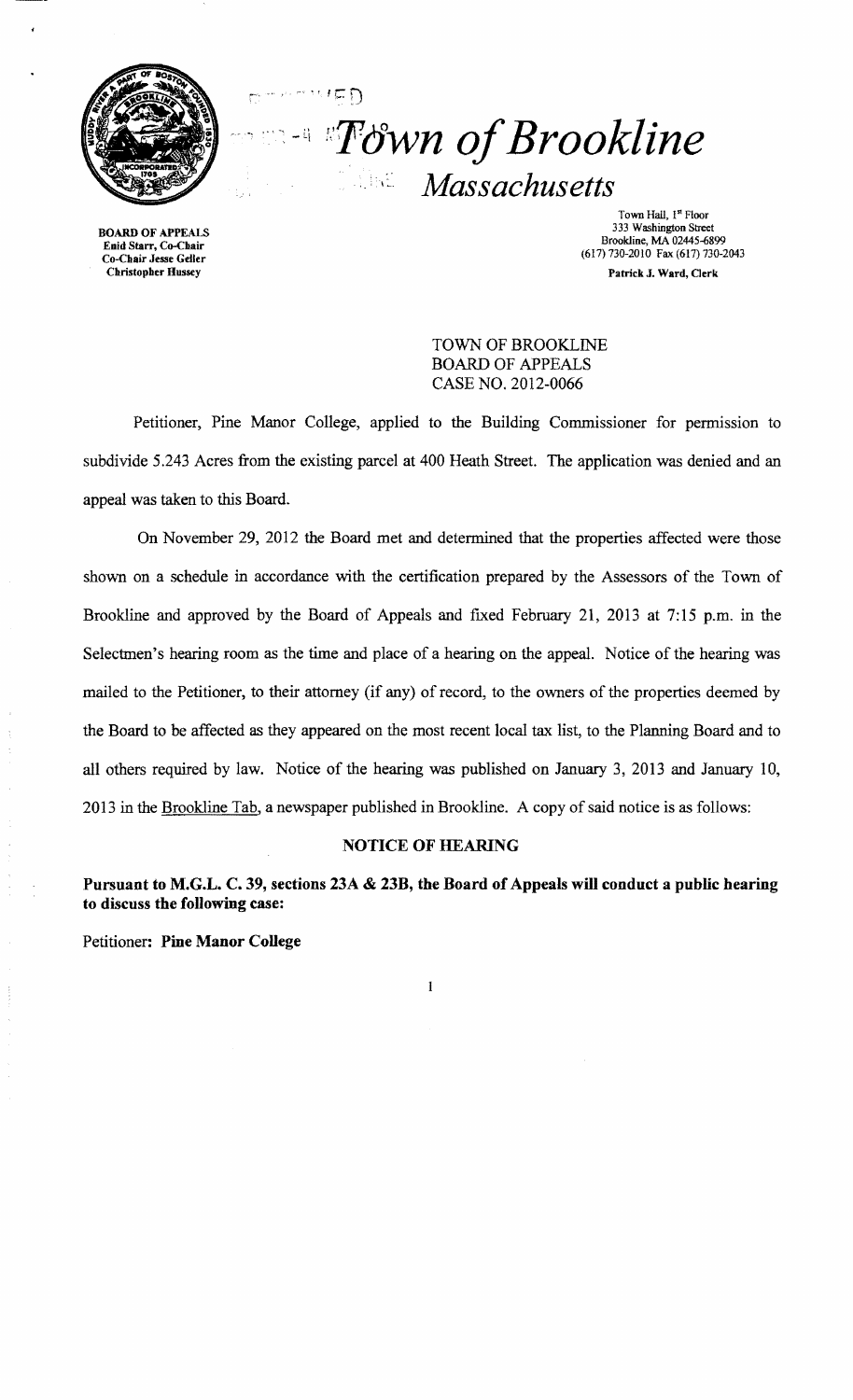# Town of Brookline

## Massachusetts

BOARD OF APPEALS
Enid Starr, Co-Chair
Co-Chair Jesse Geller
Christopher Hussey

Town Hall, 1st Floor
333 Washington Street
Brookline, MA 02445-6899
(617) 730-2010 Fax (617) 730-2043
Patrick J. Ward, Clerk

TOWN OF BROOKLINE
BOARD OF APPEALS
CASE NO. 2012-0066

Petitioner, Pine Manor College, applied to the Building Commissioner for permission to subdivide 5.243 Acres from the existing parcel at 400 Heath Street. The application was denied and an appeal was taken to this Board.

On November 29, 2012 the Board met and determined that the properties affected were those shown on a schedule in accordance with the certification prepared by the Assessors of the Town of Brookline and approved by the Board of Appeals and fixed February 21, 2013 at 7:15 p.m. in the Selectmen's hearing room as the time and place of a hearing on the appeal. Notice of the hearing was mailed to the Petitioner, to their attorney (if any) of record, to the owners of the properties deemed by the Board to be affected as they appeared on the most recent local tax list, to the Planning Board and to all others required by law. Notice of the hearing was published on January 3, 2013 and January 10, 2013 in the Brookline Tab, a newspaper published in Brookline. A copy of said notice is as follows:

**NOTICE OF HEARING**

**Pursuant to M.G.L. C. 39, sections 23A & 23B, the Board of Appeals will conduct a public hearing to discuss the following case:**

Petitioner: **Pine Manor College**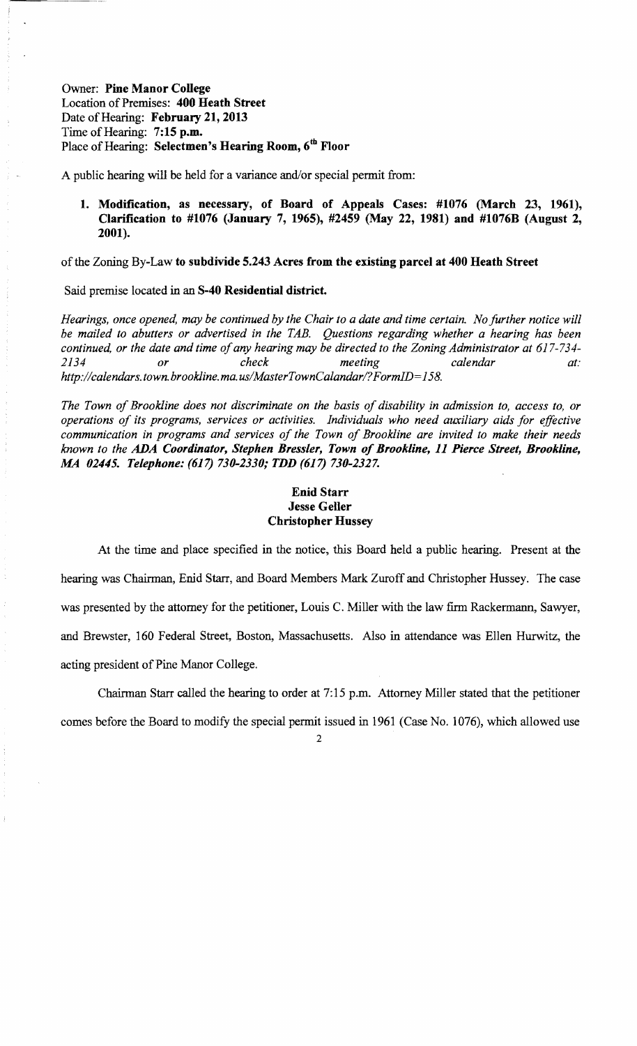Owner: **Pine Manor College**
Location of Premises: **400 Heath Street**
Date of Hearing: **February 21, 2013**
Time of Hearing: **7:15 p.m.**
Place of Hearing: **Selectmen's Hearing Room, 6th Floor**

A public hearing will be held for a variance and/or special permit from:

1. **Modification, as necessary, of Board of Appeals Cases: #1076 (March 23, 1961), Clarification to #1076 (January 7, 1965), #2459 (May 22, 1981) and #1076B (August 2, 2001).**

of the Zoning By-Law **to subdivide 5.243 Acres from the existing parcel at 400 Heath Street**

Said premise located in an **S-40 Residential district.**

*Hearings, once opened, may be continued by the Chair to a date and time certain. No further notice will be mailed to abutters or advertised in the TAB. Questions regarding whether a hearing has been continued, or the date and time of any hearing may be directed to the Zoning Administrator at 617-734-2134 or check meeting calendar at: http://calendars.town.brookline.ma.us/MasterTownCalandar/?FormID=158.*

*The Town of Brookline does not discriminate on the basis of disability in admission to, access to, or operations of its programs, services or activities. Individuals who need auxiliary aids for effective communication in programs and services of the Town of Brookline are invited to make their needs known to the* ***ADA Coordinator, Stephen Bressler, Town of Brookline, 11 Pierce Street, Brookline, MA 02445. Telephone: (617) 730-2330; TDD (617) 730-2327.***

**Enid Starr**
**Jesse Geller**
**Christopher Hussey**

At the time and place specified in the notice, this Board held a public hearing. Present at the hearing was Chairman, Enid Starr, and Board Members Mark Zuroff and Christopher Hussey. The case was presented by the attorney for the petitioner, Louis C. Miller with the law firm Rackermann, Sawyer, and Brewster, 160 Federal Street, Boston, Massachusetts. Also in attendance was Ellen Hurwitz, the acting president of Pine Manor College.

Chairman Starr called the hearing to order at 7:15 p.m. Attorney Miller stated that the petitioner comes before the Board to modify the special permit issued in 1961 (Case No. 1076), which allowed use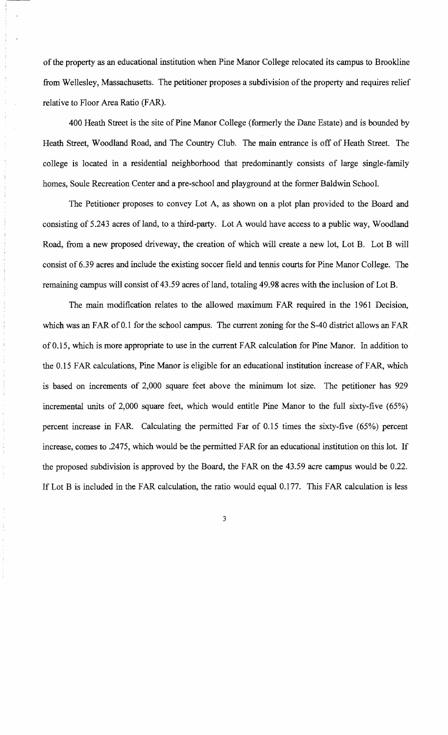of the property as an educational institution when Pine Manor College relocated its campus to Brookline from Wellesley, Massachusetts. The petitioner proposes a subdivision of the property and requires relief relative to Floor Area Ratio (FAR).

400 Heath Street is the site of Pine Manor College (formerly the Dane Estate) and is bounded by Heath Street, Woodland Road, and The Country Club. The main entrance is off of Heath Street. The college is located in a residential neighborhood that predominantly consists of large single-family homes, Soule Recreation Center and a pre-school and playground at the former Baldwin School.

The Petitioner proposes to convey Lot A, as shown on a plot plan provided to the Board and consisting of 5.243 acres of land, to a third-party. Lot A would have access to a public way, Woodland Road, from a new proposed driveway, the creation of which will create a new lot, Lot B. Lot B will consist of 6.39 acres and include the existing soccer field and tennis courts for Pine Manor College. The remaining campus will consist of 43.59 acres of land, totaling 49.98 acres with the inclusion of Lot B.

The main modification relates to the allowed maximum FAR required in the 1961 Decision, which was an FAR of 0.1 for the school campus. The current zoning for the S-40 district allows an FAR of 0.15, which is more appropriate to use in the current FAR calculation for Pine Manor. In addition to the 0.15 FAR calculations, Pine Manor is eligible for an educational institution increase of FAR, which is based on increments of 2,000 square feet above the minimum lot size. The petitioner has 929 incremental units of 2,000 square feet, which would entitle Pine Manor to the full sixty-five (65%) percent increase in FAR. Calculating the permitted Far of 0.15 times the sixty-five (65%) percent increase, comes to .2475, which would be the permitted FAR for an educational institution on this lot. If the proposed subdivision is approved by the Board, the FAR on the 43.59 acre campus would be 0.22. If Lot B is included in the FAR calculation, the ratio would equal 0.177. This FAR calculation is less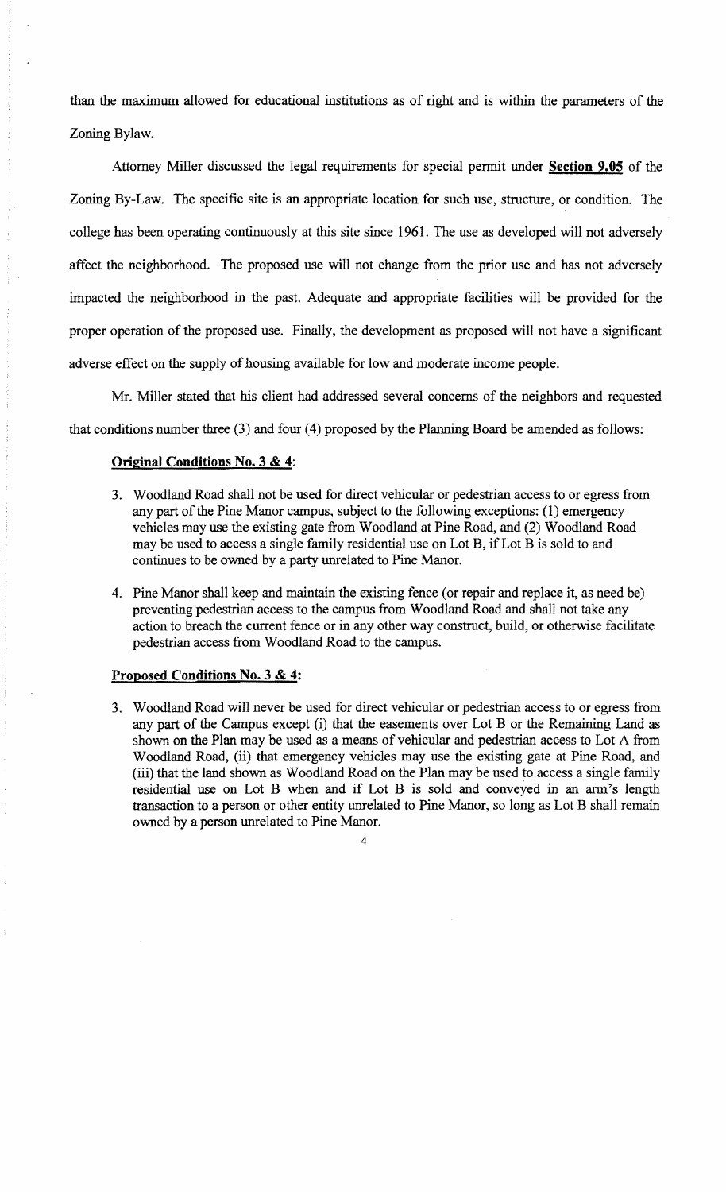than the maximum allowed for educational institutions as of right and is within the parameters of the Zoning Bylaw.

Attorney Miller discussed the legal requirements for special permit under **Section 9.05** of the Zoning By-Law. The specific site is an appropriate location for such use, structure, or condition. The college has been operating continuously at this site since 1961. The use as developed will not adversely affect the neighborhood. The proposed use will not change from the prior use and has not adversely impacted the neighborhood in the past. Adequate and appropriate facilities will be provided for the proper operation of the proposed use. Finally, the development as proposed will not have a significant adverse effect on the supply of housing available for low and moderate income people.

Mr. Miller stated that his client had addressed several concerns of the neighbors and requested that conditions number three (3) and four (4) proposed by the Planning Board be amended as follows:

**Original Conditions No. 3 & 4:**

3. Woodland Road shall not be used for direct vehicular or pedestrian access to or egress from any part of the Pine Manor campus, subject to the following exceptions: (1) emergency vehicles may use the existing gate from Woodland at Pine Road, and (2) Woodland Road may be used to access a single family residential use on Lot B, if Lot B is sold to and continues to be owned by a party unrelated to Pine Manor.

4. Pine Manor shall keep and maintain the existing fence (or repair and replace it, as need be) preventing pedestrian access to the campus from Woodland Road and shall not take any action to breach the current fence or in any other way construct, build, or otherwise facilitate pedestrian access from Woodland Road to the campus.

**Proposed Conditions No. 3 & 4:**

3. Woodland Road will never be used for direct vehicular or pedestrian access to or egress from any part of the Campus except (i) that the easements over Lot B or the Remaining Land as shown on the Plan may be used as a means of vehicular and pedestrian access to Lot A from Woodland Road, (ii) that emergency vehicles may use the existing gate at Pine Road, and (iii) that the land shown as Woodland Road on the Plan may be used to access a single family residential use on Lot B when and if Lot B is sold and conveyed in an arm's length transaction to a person or other entity unrelated to Pine Manor, so long as Lot B shall remain owned by a person unrelated to Pine Manor.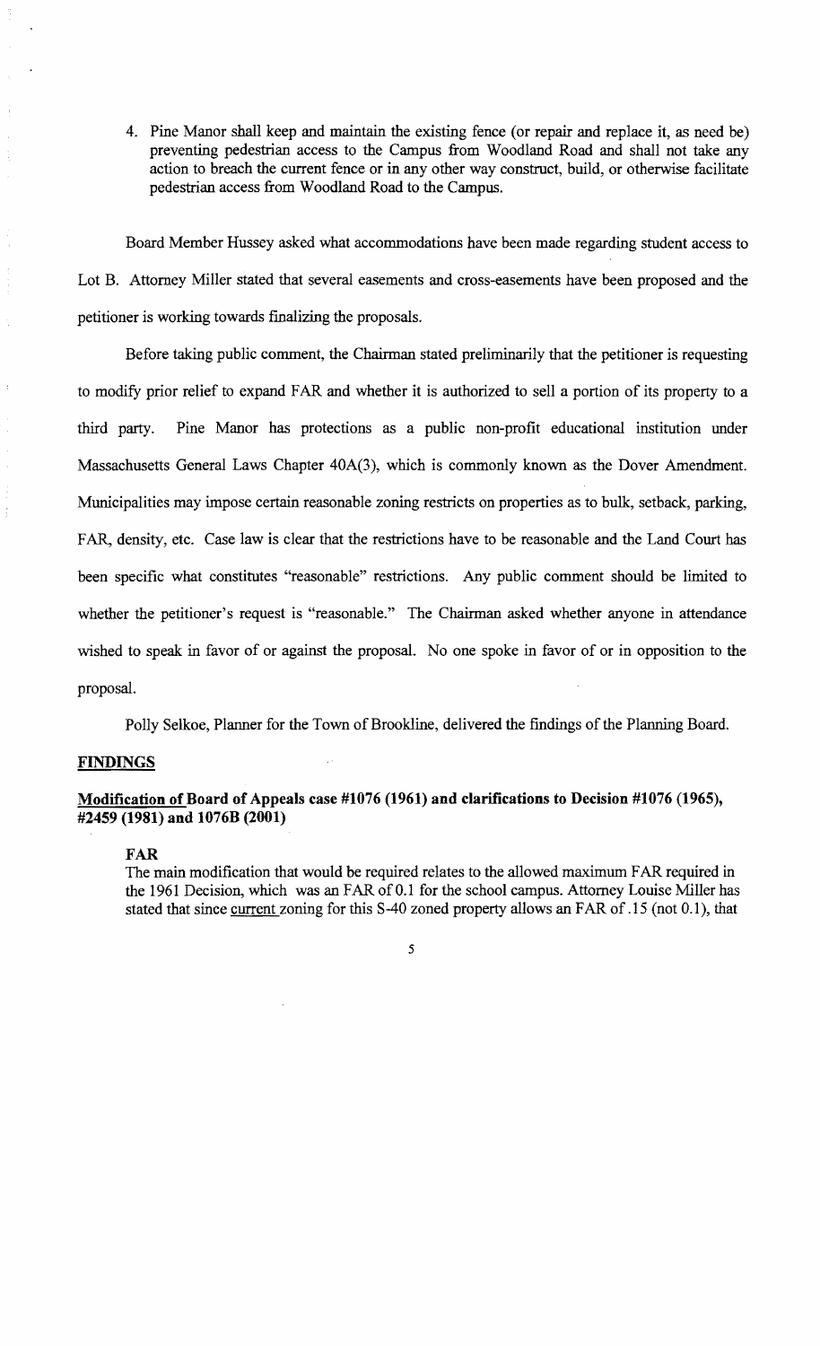4. Pine Manor shall keep and maintain the existing fence (or repair and replace it, as need be) preventing pedestrian access to the Campus from Woodland Road and shall not take any action to breach the current fence or in any other way construct, build, or otherwise facilitate pedestrian access from Woodland Road to the Campus.

Board Member Hussey asked what accommodations have been made regarding student access to Lot B. Attorney Miller stated that several easements and cross-easements have been proposed and the petitioner is working towards finalizing the proposals.

Before taking public comment, the Chairman stated preliminarily that the petitioner is requesting to modify prior relief to expand FAR and whether it is authorized to sell a portion of its property to a third party. Pine Manor has protections as a public non-profit educational institution under Massachusetts General Laws Chapter 40A(3), which is commonly known as the Dover Amendment. Municipalities may impose certain reasonable zoning restricts on properties as to bulk, setback, parking, FAR, density, etc. Case law is clear that the restrictions have to be reasonable and the Land Court has been specific what constitutes "reasonable" restrictions. Any public comment should be limited to whether the petitioner's request is "reasonable." The Chairman asked whether anyone in attendance wished to speak in favor of or against the proposal. No one spoke in favor of or in opposition to the proposal.

Polly Selkoe, Planner for the Town of Brookline, delivered the findings of the Planning Board.

**FINDINGS**

**Modification of Board of Appeals case #1076 (1961) and clarifications to Decision #1076 (1965), #2459 (1981) and 1076B (2001)**

**FAR**

The main modification that would be required relates to the allowed maximum FAR required in the 1961 Decision, which was an FAR of 0.1 for the school campus. Attorney Louise Miller has stated that since current zoning for this S-40 zoned property allows an FAR of .15 (not 0.1), that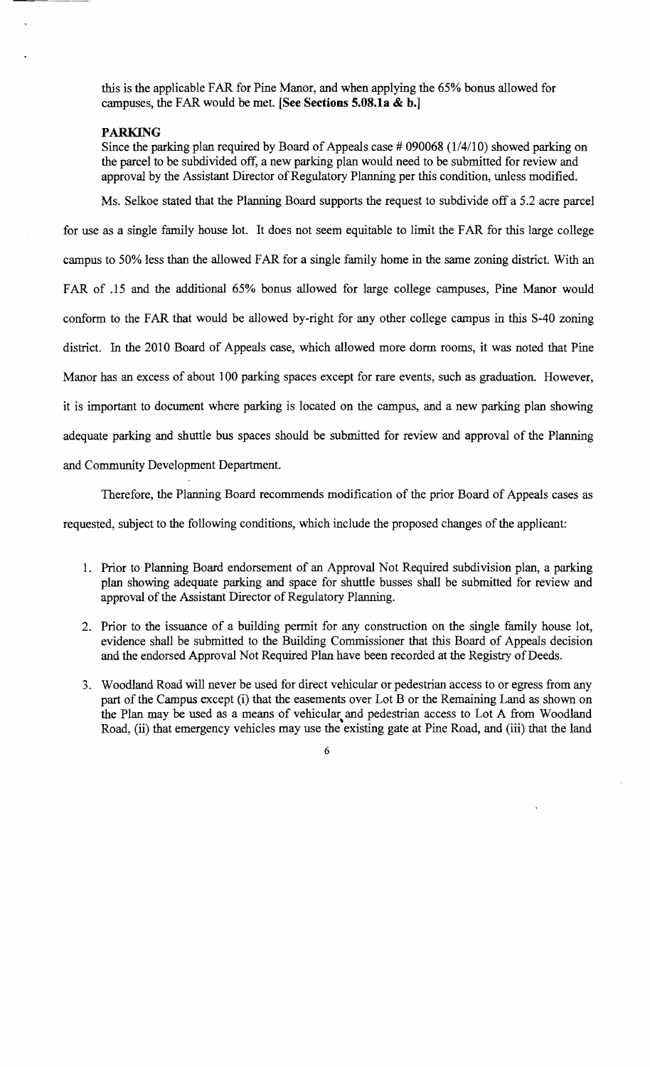this is the applicable FAR for Pine Manor, and when applying the 65% bonus allowed for campuses, the FAR would be met. **[See Sections 5.08.1a & b.]**

**PARKING**

Since the parking plan required by Board of Appeals case # 090068 (1/4/10) showed parking on the parcel to be subdivided off, a new parking plan would need to be submitted for review and approval by the Assistant Director of Regulatory Planning per this condition, unless modified.

Ms. Selkoe stated that the Planning Board supports the request to subdivide off a 5.2 acre parcel for use as a single family house lot. It does not seem equitable to limit the FAR for this large college campus to 50% less than the allowed FAR for a single family home in the same zoning district. With an FAR of .15 and the additional 65% bonus allowed for large college campuses, Pine Manor would conform to the FAR that would be allowed by-right for any other college campus in this S-40 zoning district. In the 2010 Board of Appeals case, which allowed more dorm rooms, it was noted that Pine Manor has an excess of about 100 parking spaces except for rare events, such as graduation. However, it is important to document where parking is located on the campus, and a new parking plan showing adequate parking and shuttle bus spaces should be submitted for review and approval of the Planning and Community Development Department.

Therefore, the Planning Board recommends modification of the prior Board of Appeals cases as requested, subject to the following conditions, which include the proposed changes of the applicant:

1. Prior to Planning Board endorsement of an Approval Not Required subdivision plan, a parking plan showing adequate parking and space for shuttle busses shall be submitted for review and approval of the Assistant Director of Regulatory Planning.

2. Prior to the issuance of a building permit for any construction on the single family house lot, evidence shall be submitted to the Building Commissioner that this Board of Appeals decision and the endorsed Approval Not Required Plan have been recorded at the Registry of Deeds.

3. Woodland Road will never be used for direct vehicular or pedestrian access to or egress from any part of the Campus except (i) that the easements over Lot B or the Remaining Land as shown on the Plan may be used as a means of vehicular and pedestrian access to Lot A from Woodland Road, (ii) that emergency vehicles may use the existing gate at Pine Road, and (iii) that the land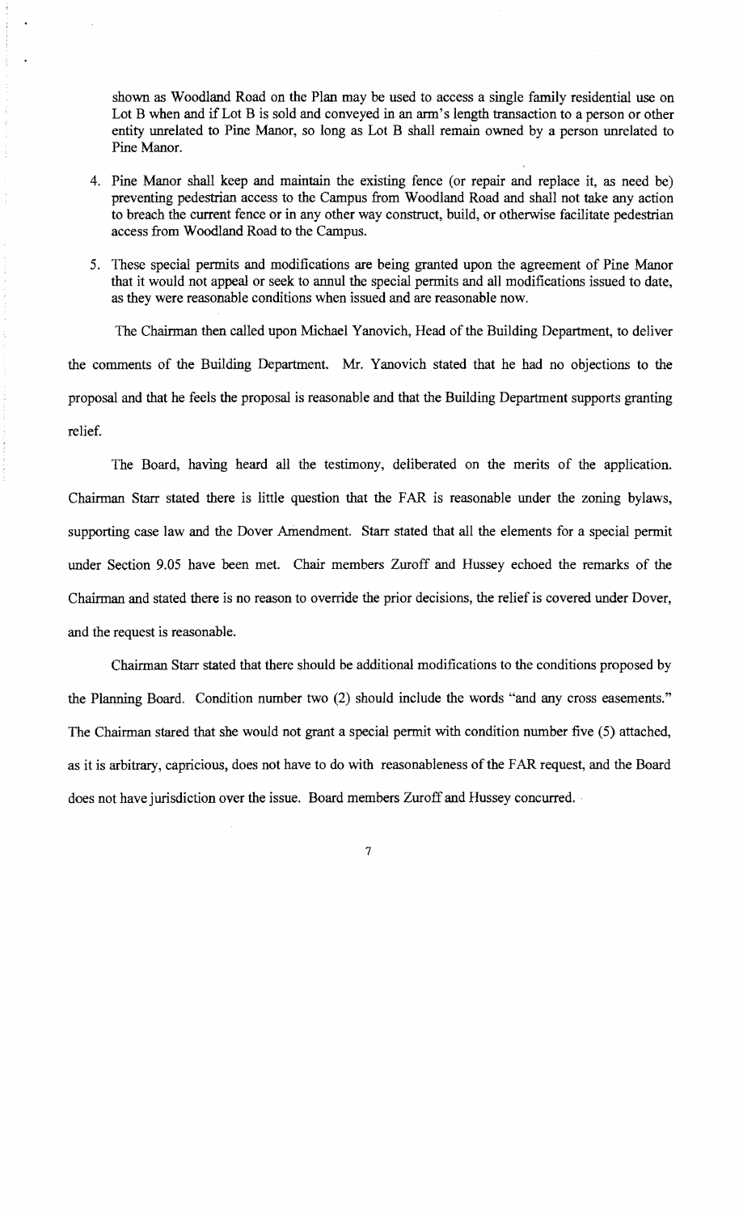shown as Woodland Road on the Plan may be used to access a single family residential use on Lot B when and if Lot B is sold and conveyed in an arm's length transaction to a person or other entity unrelated to Pine Manor, so long as Lot B shall remain owned by a person unrelated to Pine Manor.

4. Pine Manor shall keep and maintain the existing fence (or repair and replace it, as need be) preventing pedestrian access to the Campus from Woodland Road and shall not take any action to breach the current fence or in any other way construct, build, or otherwise facilitate pedestrian access from Woodland Road to the Campus.

5. These special permits and modifications are being granted upon the agreement of Pine Manor that it would not appeal or seek to annul the special permits and all modifications issued to date, as they were reasonable conditions when issued and are reasonable now.

The Chairman then called upon Michael Yanovich, Head of the Building Department, to deliver the comments of the Building Department. Mr. Yanovich stated that he had no objections to the proposal and that he feels the proposal is reasonable and that the Building Department supports granting relief.

The Board, having heard all the testimony, deliberated on the merits of the application. Chairman Starr stated there is little question that the FAR is reasonable under the zoning bylaws, supporting case law and the Dover Amendment. Starr stated that all the elements for a special permit under Section 9.05 have been met. Chair members Zuroff and Hussey echoed the remarks of the Chairman and stated there is no reason to override the prior decisions, the relief is covered under Dover, and the request is reasonable.

Chairman Starr stated that there should be additional modifications to the conditions proposed by the Planning Board. Condition number two (2) should include the words "and any cross easements." The Chairman stared that she would not grant a special permit with condition number five (5) attached, as it is arbitrary, capricious, does not have to do with reasonableness of the FAR request, and the Board does not have jurisdiction over the issue. Board members Zuroff and Hussey concurred.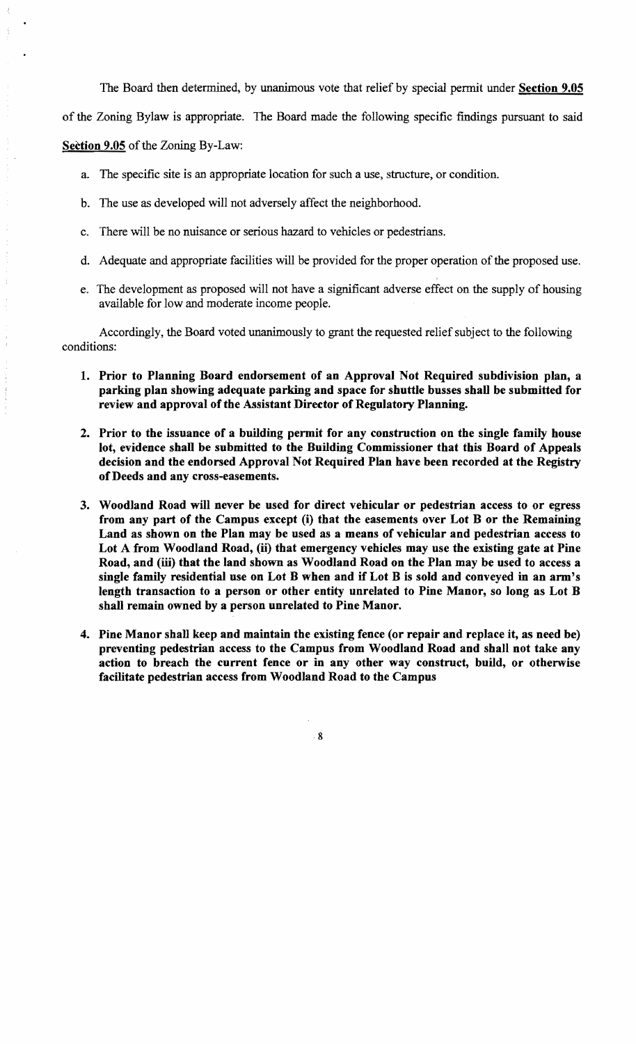The Board then determined, by unanimous vote that relief by special permit under **Section 9.05** of the Zoning Bylaw is appropriate. The Board made the following specific findings pursuant to said **Section 9.05** of the Zoning By-Law:

a. The specific site is an appropriate location for such a use, structure, or condition.

b. The use as developed will not adversely affect the neighborhood.

c. There will be no nuisance or serious hazard to vehicles or pedestrians.

d. Adequate and appropriate facilities will be provided for the proper operation of the proposed use.

e. The development as proposed will not have a significant adverse effect on the supply of housing available for low and moderate income people.

Accordingly, the Board voted unanimously to grant the requested relief subject to the following conditions:

1. **Prior to Planning Board endorsement of an Approval Not Required subdivision plan, a parking plan showing adequate parking and space for shuttle busses shall be submitted for review and approval of the Assistant Director of Regulatory Planning.**

2. **Prior to the issuance of a building permit for any construction on the single family house lot, evidence shall be submitted to the Building Commissioner that this Board of Appeals decision and the endorsed Approval Not Required Plan have been recorded at the Registry of Deeds and any cross-easements.**

3. **Woodland Road will never be used for direct vehicular or pedestrian access to or egress from any part of the Campus except (i) that the easements over Lot B or the Remaining Land as shown on the Plan may be used as a means of vehicular and pedestrian access to Lot A from Woodland Road, (ii) that emergency vehicles may use the existing gate at Pine Road, and (iii) that the land shown as Woodland Road on the Plan may be used to access a single family residential use on Lot B when and if Lot B is sold and conveyed in an arm's length transaction to a person or other entity unrelated to Pine Manor, so long as Lot B shall remain owned by a person unrelated to Pine Manor.**

4. **Pine Manor shall keep and maintain the existing fence (or repair and replace it, as need be) preventing pedestrian access to the Campus from Woodland Road and shall not take any action to breach the current fence or in any other way construct, build, or otherwise facilitate pedestrian access from Woodland Road to the Campus**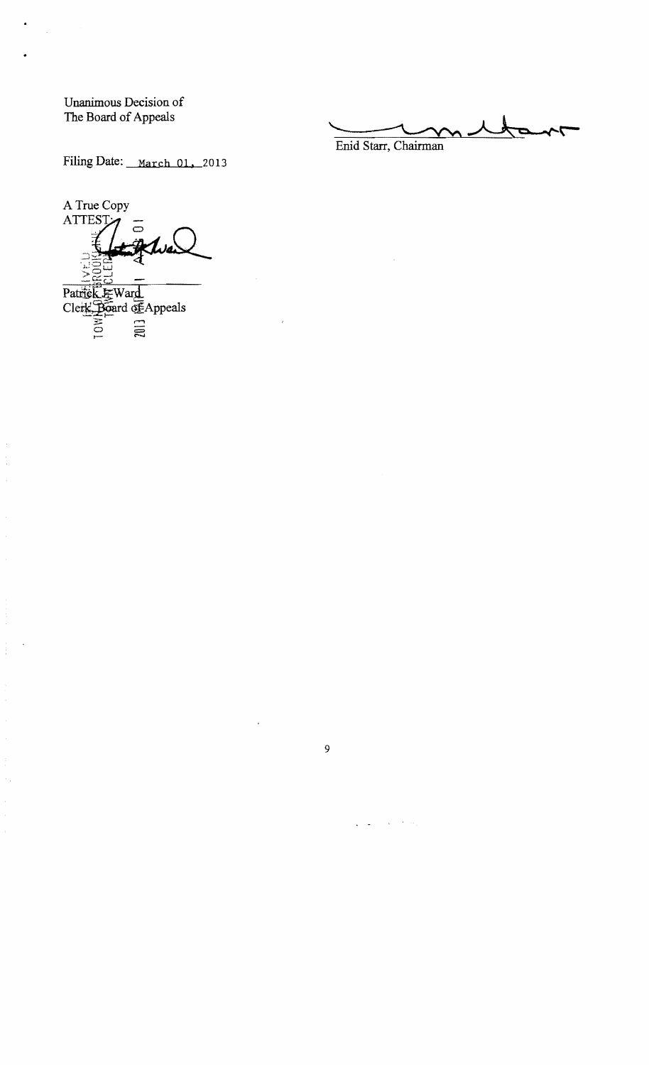Unanimous Decision of
The Board of Appeals

Enid Starr, Chairman

Filing Date: March 01, 2013

A True Copy
ATTEST:

Patrick J. Ward
Clerk, Board of Appeals